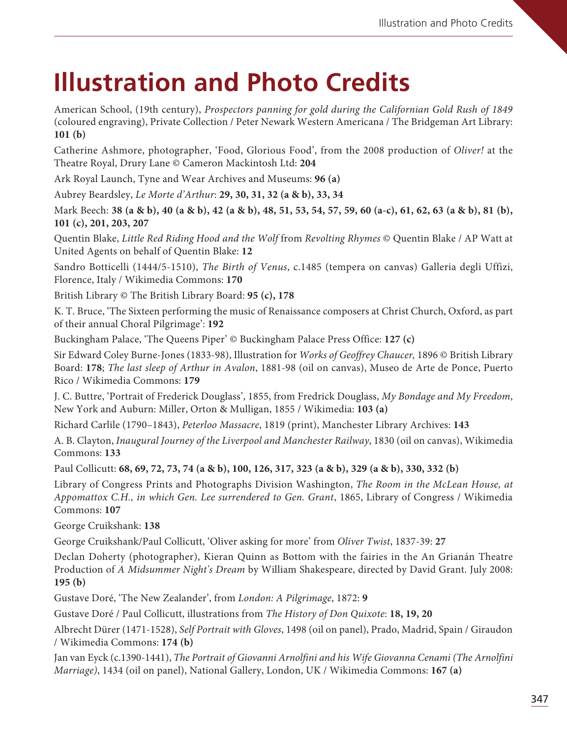# Illustration and Photo Credits

American School, (19th century), *Prospectors panning for gold during the Californian Gold Rush of 1849* (coloured engraving), Private Collection / Peter Newark Western Americana / The Bridgeman Art Library: **101 (b)**

Catherine Ashmore, photographer, 'Food, Glorious Food', from the 2008 production of *Oliver!* at the Theatre Royal, Drury Lane © Cameron Mackintosh Ltd: **204**

Ark Royal Launch, Tyne and Wear Archives and Museums: **96 (a)**

Aubrey Beardsley, *Le Morte d'Arthur*: **29, 30, 31, 32 (a & b), 33, 34**

Mark Beech: **38 (a & b), 40 (a & b), 42 (a & b), 48, 51, 53, 54, 57, 59, 60 (a-c), 61, 62, 63 (a & b), 81 (b), 101 (c), 201, 203, 207**

Quentin Blake, *Little Red Riding Hood and the Wolf* from *Revolting Rhymes* © Quentin Blake / AP Watt at United Agents on behalf of Quentin Blake: **12**

Sandro Botticelli (1444/5-1510), *The Birth of Venus*, c.1485 (tempera on canvas) Galleria degli Uffizi, Florence, Italy / Wikimedia Commons: **170**

British Library © The British Library Board: **95 (c), 178**

K. T. Bruce, 'The Sixteen performing the music of Renaissance composers at Christ Church, Oxford, as part of their annual Choral Pilgrimage': **192**

Buckingham Palace, 'The Queens Piper' © Buckingham Palace Press Office: **127 (c)**

Sir Edward Coley Burne-Jones (1833-98), Illustration for *Works of Geoffrey Chaucer,* 1896 © British Library Board: **178**; *The last sleep of Arthur in Avalon*, 1881-98 (oil on canvas), Museo de Arte de Ponce, Puerto Rico / Wikimedia Commons: **179**

J. C. Buttre, 'Portrait of Frederick Douglass', 1855, from Fredrick Douglass, *My Bondage and My Freedom*, New York and Auburn: Miller, Orton & Mulligan, 1855 / Wikimedia: **103 (a)**

Richard Carlile (1790–1843), *Peterloo Massacre*, 1819 (print), Manchester Library Archives: **143**

A. B. Clayton, *Inaugural Journey of the Liverpool and Manchester Railway*, 1830 (oil on canvas), Wikimedia Commons: **133**

Paul Collicutt: **68, 69, 72, 73, 74 (a & b), 100, 126, 317, 323 (a & b), 329 (a & b), 330, 332 (b)**

Library of Congress Prints and Photographs Division Washington, *The Room in the McLean House, at Appomattox C.H., in which Gen. Lee surrendered to Gen. Grant*, 1865, Library of Congress / Wikimedia Commons: **107**

George Cruikshank: **138**

George Cruikshank/Paul Collicutt, 'Oliver asking for more' from *Oliver Twist*, 1837-39: **27**

Declan Doherty (photographer), Kieran Quinn as Bottom with the fairies in the An Grianán Theatre Production of *A Midsummer Night's Dream* by William Shakespeare, directed by David Grant. July 2008: **195 (b)**

Gustave Doré, 'The New Zealander', from *London: A Pilgrimage*, 1872: **9**

Gustave Doré / Paul Collicutt, illustrations from *The History of Don Quixote*: **18, 19, 20**

Albrecht Dürer (1471-1528), *Self Portrait with Gloves*, 1498 (oil on panel), Prado, Madrid, Spain / Giraudon / Wikimedia Commons: **174 (b)**

Jan van Eyck (c.1390-1441), *The Portrait of Giovanni Arnolfini and his Wife Giovanna Cenami (The Arnolfini Marriage)*, 1434 (oil on panel), National Gallery, London, UK / Wikimedia Commons: **167 (a)**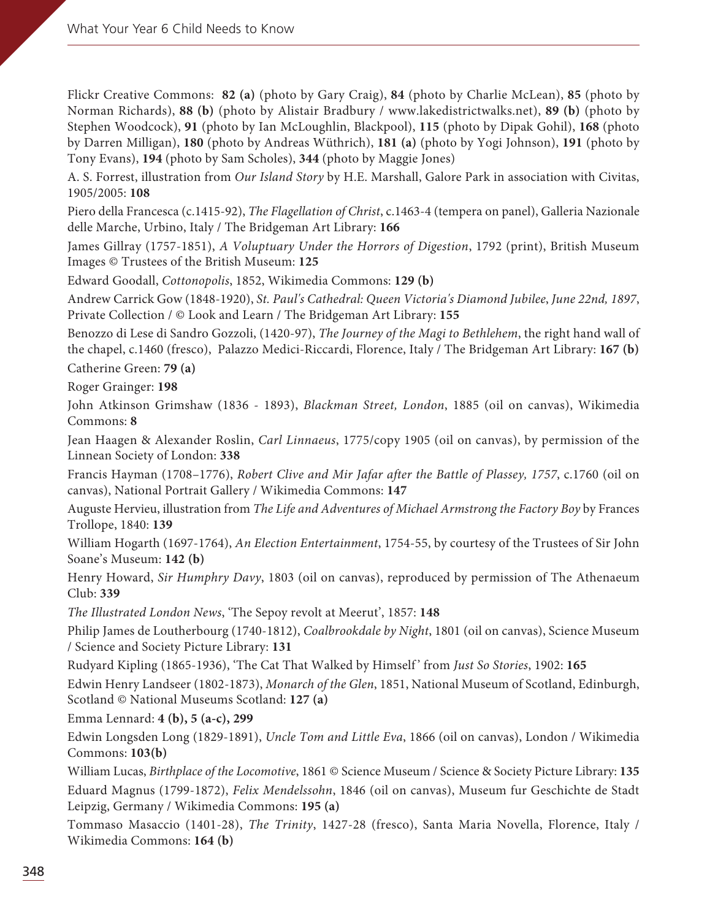Flickr Creative Commons: **82 (a)** (photo by Gary Craig), **84** (photo by Charlie McLean), **85** (photo by Norman Richards), **88 (b)** (photo by Alistair Bradbury / www.lakedistrictwalks.net), **89 (b)** (photo by Stephen Woodcock), **91** (photo by Ian McLoughlin, Blackpool), **115** (photo by Dipak Gohil), **168** (photo by Darren Milligan), **180** (photo by Andreas Wüthrich), **181 (a)** (photo by Yogi Johnson), **191** (photo by Tony Evans), **194** (photo by Sam Scholes), **344** (photo by Maggie Jones)

A. S. Forrest, illustration from *Our Island Story* by H.E. Marshall, Galore Park in association with Civitas, 1905/2005: **108**

Piero della Francesca (c.1415-92), *The Flagellation of Christ*, c.1463-4 (tempera on panel), Galleria Nazionale delle Marche, Urbino, Italy / The Bridgeman Art Library: **166**

James Gillray (1757-1851), *A Voluptuary Under the Horrors of Digestion*, 1792 (print), British Museum Images © Trustees of the British Museum: **125**

Edward Goodall, *Cottonopolis*, 1852, Wikimedia Commons: **129 (b)**

Andrew Carrick Gow (1848-1920), *St. Paul's Cathedral: Queen Victoria's Diamond Jubilee, June 22nd, 1897*, Private Collection / © Look and Learn / The Bridgeman Art Library: **155**

Benozzo di Lese di Sandro Gozzoli, (1420-97), *The Journey of the Magi to Bethlehem*, the right hand wall of the chapel, c.1460 (fresco), Palazzo Medici-Riccardi, Florence, Italy / The Bridgeman Art Library: **167 (b)**

Catherine Green: **79 (a)**

Roger Grainger: **198**

John Atkinson Grimshaw (1836 - 1893), *Blackman Street, London*, 1885 (oil on canvas), Wikimedia Commons: **8**

Jean Haagen & Alexander Roslin, *Carl Linnaeus*, 1775/copy 1905 (oil on canvas), by permission of the Linnean Society of London: **338**

Francis Hayman (1708–1776), *Robert Clive and Mir Jafar after the Battle of Plassey, 1757*, c.1760 (oil on canvas), National Portrait Gallery / Wikimedia Commons: **147**

Auguste Hervieu, illustration from *The Life and Adventures of Michael Armstrong the Factory Boy* by Frances Trollope, 1840: **139**

William Hogarth (1697-1764), *An Election Entertainment*, 1754-55, by courtesy of the Trustees of Sir John Soane's Museum: **142 (b)**

Henry Howard, *Sir Humphry Davy*, 1803 (oil on canvas), reproduced by permission of The Athenaeum Club: **339**

*The Illustrated London News*, 'The Sepoy revolt at Meerut', 1857: **148**

Philip James de Loutherbourg (1740-1812), *Coalbrookdale by Night*, 1801 (oil on canvas), Science Museum / Science and Society Picture Library: **131**

Rudyard Kipling (1865-1936), 'The Cat That Walked by Himself' from *Just So Stories*, 1902: **165**

Edwin Henry Landseer (1802-1873), *Monarch of the Glen*, 1851, National Museum of Scotland, Edinburgh, Scotland © National Museums Scotland: **127 (a)**

Emma Lennard: **4 (b), 5 (a-c), 299**

Edwin Longsden Long (1829-1891), *Uncle Tom and Little Eva*, 1866 (oil on canvas), London / Wikimedia Commons: **103(b)**

William Lucas, *Birthplace of the Locomotive*, 1861 © Science Museum / Science & Society Picture Library: **135**

Eduard Magnus (1799-1872), *Felix Mendelssohn*, 1846 (oil on canvas), Museum fur Geschichte de Stadt Leipzig, Germany / Wikimedia Commons: **195 (a)**

Tommaso Masaccio (1401-28), *The Trinity*, 1427-28 (fresco), Santa Maria Novella, Florence, Italy / Wikimedia Commons: **164 (b)**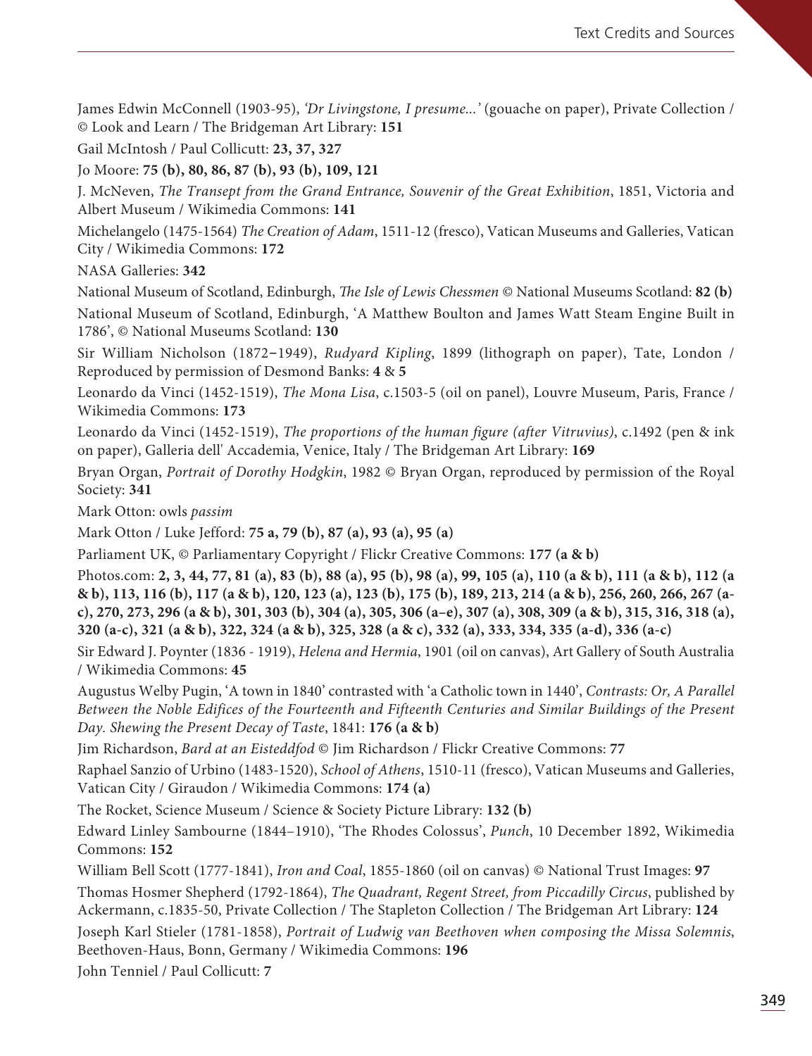James Edwin McConnell (1903-95), *'Dr Livingstone, I presume...'* (gouache on paper), Private Collection / © Look and Learn / The Bridgeman Art Library: **151**

Gail McIntosh / Paul Collicutt: **23, 37, 327**

Jo Moore: **75 (b), 80, 86, 87 (b), 93 (b), 109, 121**

J. McNeven, *The Transept from the Grand Entrance, Souvenir of the Great Exhibition*, 1851, Victoria and Albert Museum / Wikimedia Commons: **141**

Michelangelo (1475-1564) *The Creation of Adam*, 1511-12 (fresco), Vatican Museums and Galleries, Vatican City / Wikimedia Commons: **172**

NASA Galleries: **342**

National Museum of Scotland, Edinburgh, *The Isle of Lewis Chessmen* © National Museums Scotland: **82 (b)**

National Museum of Scotland, Edinburgh, 'A Matthew Boulton and James Watt Steam Engine Built in 1786', © National Museums Scotland: **130**

Sir William Nicholson (1872–1949), *Rudyard Kipling*, 1899 (lithograph on paper), Tate, London / Reproduced by permission of Desmond Banks: **4** & **5**

Leonardo da Vinci (1452-1519), *The Mona Lisa*, c.1503-5 (oil on panel), Louvre Museum, Paris, France / Wikimedia Commons: **173**

Leonardo da Vinci (1452-1519), *The proportions of the human figure (after Vitruvius)*, c.1492 (pen & ink on paper), Galleria dell' Accademia, Venice, Italy / The Bridgeman Art Library: **169**

Bryan Organ, *Portrait of Dorothy Hodgkin*, 1982 © Bryan Organ, reproduced by permission of the Royal Society: **341**

Mark Otton: owls *passim*

Mark Otton / Luke Jefford: **75 a, 79 (b), 87 (a), 93 (a), 95 (a)**

Parliament UK, © Parliamentary Copyright / Flickr Creative Commons: **177 (a & b)**

Photos.com: **2, 3, 44, 77, 81 (a), 83 (b), 88 (a), 95 (b), 98 (a), 99, 105 (a), 110 (a & b), 111 (a & b), 112 (a & b), 113, 116 (b), 117 (a & b), 120, 123 (a), 123 (b), 175 (b), 189, 213, 214 (a & b), 256, 260, 266, 267 (a-c), 270, 273, 296 (a & b), 301, 303 (b), 304 (a), 305, 306 (a–e), 307 (a), 308, 309 (a & b), 315, 316, 318 (a), 320 (a-c), 321 (a & b), 322, 324 (a & b), 325, 328 (a & c), 332 (a), 333, 334, 335 (a-d), 336 (a-c)**

Sir Edward J. Poynter (1836 - 1919), *Helena and Hermia*, 1901 (oil on canvas), Art Gallery of South Australia / Wikimedia Commons: **45**

Augustus Welby Pugin, 'A town in 1840' contrasted with 'a Catholic town in 1440', *Contrasts: Or, A Parallel Between the Noble Edifices of the Fourteenth and Fifteenth Centuries and Similar Buildings of the Present Day. Shewing the Present Decay of Taste*, 1841: **176 (a & b)**

Jim Richardson, *Bard at an Eisteddfod* © Jim Richardson / Flickr Creative Commons: **77**

Raphael Sanzio of Urbino (1483-1520), *School of Athens*, 1510-11 (fresco), Vatican Museums and Galleries, Vatican City / Giraudon / Wikimedia Commons: **174 (a)**

The Rocket, Science Museum / Science & Society Picture Library: **132 (b)**

Edward Linley Sambourne (1844–1910), 'The Rhodes Colossus', *Punch*, 10 December 1892, Wikimedia Commons: **152**

William Bell Scott (1777-1841), *Iron and Coal*, 1855-1860 (oil on canvas) © National Trust Images: **97**

Thomas Hosmer Shepherd (1792-1864), *The Quadrant, Regent Street, from Piccadilly Circus*, published by Ackermann, c.1835-50, Private Collection / The Stapleton Collection / The Bridgeman Art Library: **124**

Joseph Karl Stieler (1781-1858), *Portrait of Ludwig van Beethoven when composing the Missa Solemnis*, Beethoven-Haus, Bonn, Germany / Wikimedia Commons: **196**

John Tenniel / Paul Collicutt: **7**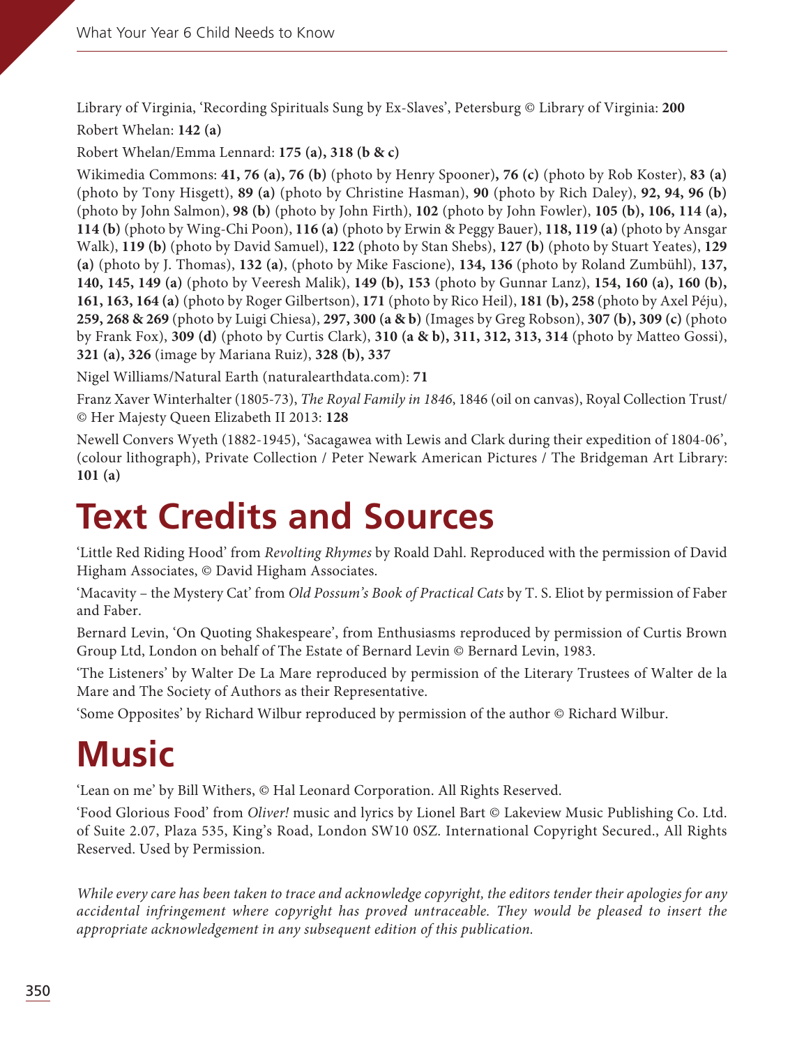Library of Virginia, 'Recording Spirituals Sung by Ex-Slaves', Petersburg © Library of Virginia: **200**

Robert Whelan: **142 (a)**

Robert Whelan/Emma Lennard: **175 (a), 318 (b & c)**

Wikimedia Commons: **41, 76 (a), 76 (b)** (photo by Henry Spooner)**, 76 (c)** (photo by Rob Koster), **83 (a)** (photo by Tony Hisgett), **89 (a)** (photo by Christine Hasman), **90** (photo by Rich Daley), **92, 94, 96 (b)** (photo by John Salmon), **98 (b)** (photo by John Firth), **102** (photo by John Fowler), **105 (b), 106, 114 (a), 114 (b)** (photo by Wing-Chi Poon), **116 (a)** (photo by Erwin & Peggy Bauer), **118, 119 (a)** (photo by Ansgar Walk), **119 (b)** (photo by David Samuel), **122** (photo by Stan Shebs), **127 (b)** (photo by Stuart Yeates), **129 (a)** (photo by J. Thomas), **132 (a)**, (photo by Mike Fascione), **134, 136** (photo by Roland Zumbühl), **137, 140, 145, 149 (a)** (photo by Veeresh Malik), **149 (b), 153** (photo by Gunnar Lanz), **154, 160 (a), 160 (b), 161, 163, 164 (a)** (photo by Roger Gilbertson), **171** (photo by Rico Heil), **181 (b), 258** (photo by Axel Péju), **259, 268 & 269** (photo by Luigi Chiesa), **297, 300 (a & b)** (Images by Greg Robson), **307 (b), 309 (c)** (photo by Frank Fox), **309 (d)** (photo by Curtis Clark), **310 (a & b), 311, 312, 313, 314** (photo by Matteo Gossi), **321 (a), 326** (image by Mariana Ruiz), **328 (b), 337**

Nigel Williams/Natural Earth (naturalearthdata.com): **71**

Franz Xaver Winterhalter (1805-73), *The Royal Family in 1846*, 1846 (oil on canvas), Royal Collection Trust/ © Her Majesty Queen Elizabeth II 2013: **128**

Newell Convers Wyeth (1882-1945), 'Sacagawea with Lewis and Clark during their expedition of 1804-06', (colour lithograph), Private Collection / Peter Newark American Pictures / The Bridgeman Art Library: **101 (a)**

# Text Credits and Sources

'Little Red Riding Hood' from *Revolting Rhymes* by Roald Dahl. Reproduced with the permission of David Higham Associates, © David Higham Associates.

'Macavity – the Mystery Cat' from *Old Possum's Book of Practical Cats* by T. S. Eliot by permission of Faber and Faber.

Bernard Levin, 'On Quoting Shakespeare', from Enthusiasms reproduced by permission of Curtis Brown Group Ltd, London on behalf of The Estate of Bernard Levin © Bernard Levin, 1983.

'The Listeners' by Walter De La Mare reproduced by permission of the Literary Trustees of Walter de la Mare and The Society of Authors as their Representative.

'Some Opposites' by Richard Wilbur reproduced by permission of the author © Richard Wilbur.

# Music

'Lean on me' by Bill Withers, © Hal Leonard Corporation. All Rights Reserved.

'Food Glorious Food' from *Oliver!* music and lyrics by Lionel Bart © Lakeview Music Publishing Co. Ltd. of Suite 2.07, Plaza 535, King's Road, London SW10 0SZ. International Copyright Secured., All Rights Reserved. Used by Permission.

*While every care has been taken to trace and acknowledge copyright, the editors tender their apologies for any accidental infringement where copyright has proved untraceable. They would be pleased to insert the appropriate acknowledgement in any subsequent edition of this publication.*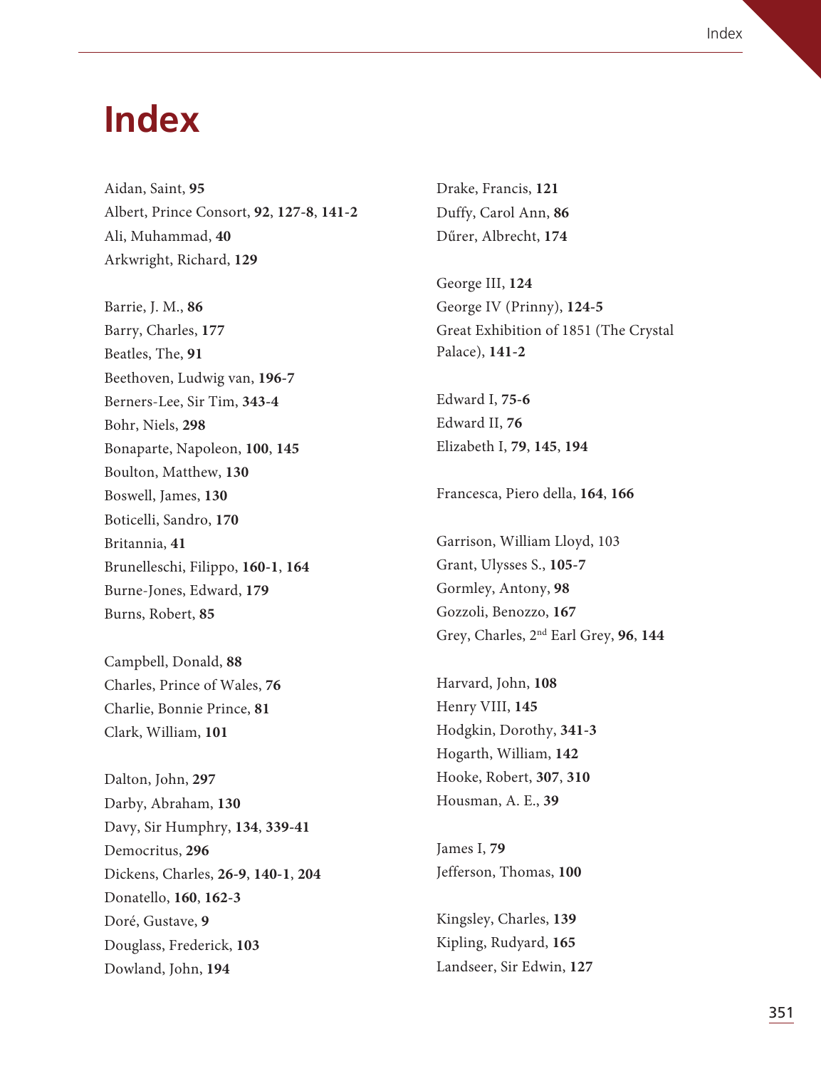# Index

Aidan, Saint, **95**
Albert, Prince Consort, **92**, **127-8**, **141-2**
Ali, Muhammad, **40**
Arkwright, Richard, **129**

Barrie, J. M., **86**
Barry, Charles, **177**
Beatles, The, **91**
Beethoven, Ludwig van, **196-7**
Berners-Lee, Sir Tim, **343-4**
Bohr, Niels, **298**
Bonaparte, Napoleon, **100**, **145**
Boulton, Matthew, **130**
Boswell, James, **130**
Boticelli, Sandro, **170**
Britannia, **41**
Brunelleschi, Filippo, **160-1**, **164**
Burne-Jones, Edward, **179**
Burns, Robert, **85**

Campbell, Donald, **88**
Charles, Prince of Wales, **76**
Charlie, Bonnie Prince, **81**
Clark, William, **101**

Dalton, John, **297**
Darby, Abraham, **130**
Davy, Sir Humphry, **134**, **339-41**
Democritus, **296**
Dickens, Charles, **26-9**, **140-1**, **204**
Donatello, **160**, **162-3**
Doré, Gustave, **9**
Douglass, Frederick, **103**
Dowland, John, **194**

Drake, Francis, **121**
Duffy, Carol Ann, **86**
Dűrer, Albrecht, **174**

George III, **124**
George IV (Prinny), **124-5**
Great Exhibition of 1851 (The Crystal Palace), **141-2**

Edward I, **75-6**
Edward II, **76**
Elizabeth I, **79**, **145**, **194**

Francesca, Piero della, **164**, **166**

Garrison, William Lloyd, 103
Grant, Ulysses S., **105-7**
Gormley, Antony, **98**
Gozzoli, Benozzo, **167**
Grey, Charles, 2nd Earl Grey, **96**, **144**

Harvard, John, **108**
Henry VIII, **145**
Hodgkin, Dorothy, **341-3**
Hogarth, William, **142**
Hooke, Robert, **307**, **310**
Housman, A. E., **39**

James I, **79**
Jefferson, Thomas, **100**

Kingsley, Charles, **139**
Kipling, Rudyard, **165**
Landseer, Sir Edwin, **127**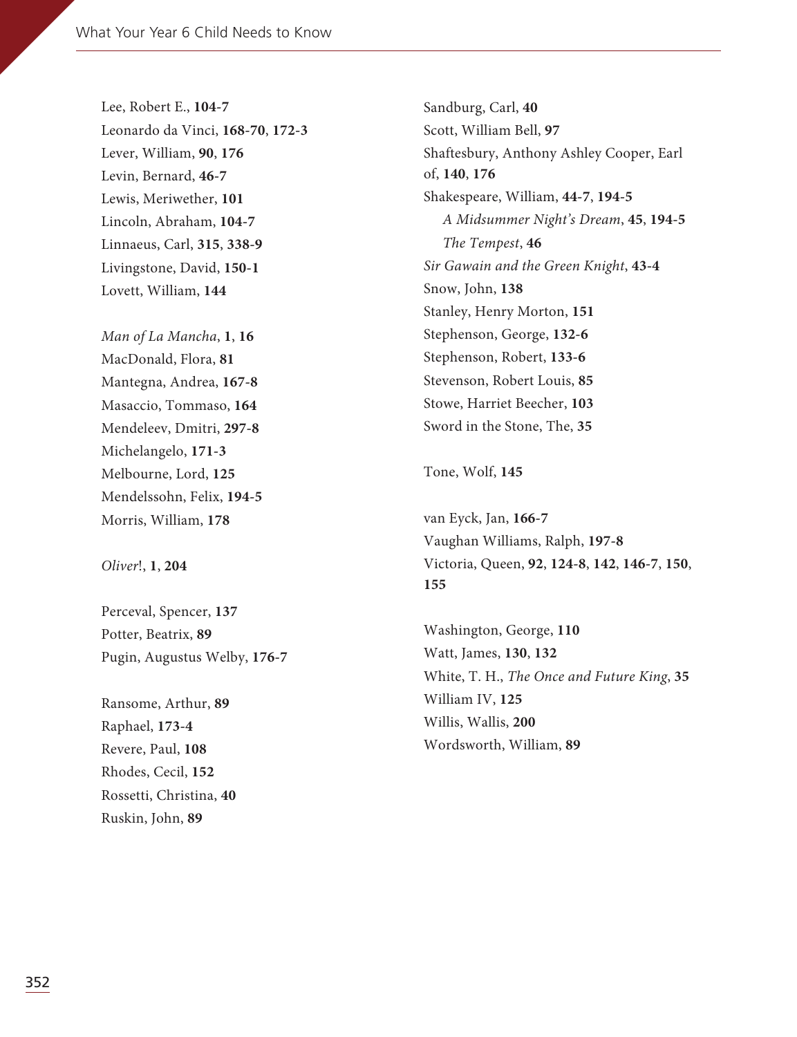Lee, Robert E., **104-7**
Leonardo da Vinci, **168-70**, **172-3**
Lever, William, **90**, **176**
Levin, Bernard, **46-7**
Lewis, Meriwether, **101**
Lincoln, Abraham, **104-7**
Linnaeus, Carl, **315**, **338-9**
Livingstone, David, **150-1**
Lovett, William, **144**

*Man of La Mancha*, **1**, **16**
MacDonald, Flora, **81**
Mantegna, Andrea, **167-8**
Masaccio, Tommaso, **164**
Mendeleev, Dmitri, **297-8**
Michelangelo, **171-3**
Melbourne, Lord, **125**
Mendelssohn, Felix, **194-5**
Morris, William, **178**

*Oliver!*, **1**, **204**

Perceval, Spencer, **137**
Potter, Beatrix, **89**
Pugin, Augustus Welby, **176-7**

Ransome, Arthur, **89**
Raphael, **173-4**
Revere, Paul, **108**
Rhodes, Cecil, **152**
Rossetti, Christina, **40**
Ruskin, John, **89**

Sandburg, Carl, **40**
Scott, William Bell, **97**
Shaftesbury, Anthony Ashley Cooper, Earl of, **140**, **176**
Shakespeare, William, **44-7**, **194-5**
*A Midsummer Night's Dream*, **45**, **194-5**
*The Tempest*, **46**
*Sir Gawain and the Green Knight*, **43-4**
Snow, John, **138**
Stanley, Henry Morton, **151**
Stephenson, George, **132-6**
Stephenson, Robert, **133-6**
Stevenson, Robert Louis, **85**
Stowe, Harriet Beecher, **103**
Sword in the Stone, The, **35**

Tone, Wolf, **145**

van Eyck, Jan, **166-7**
Vaughan Williams, Ralph, **197-8**
Victoria, Queen, **92**, **124-8**, **142**, **146-7**, **150**, **155**

Washington, George, **110**
Watt, James, **130**, **132**
White, T. H., *The Once and Future King*, **35**
William IV, **125**
Willis, Wallis, **200**
Wordsworth, William, **89**